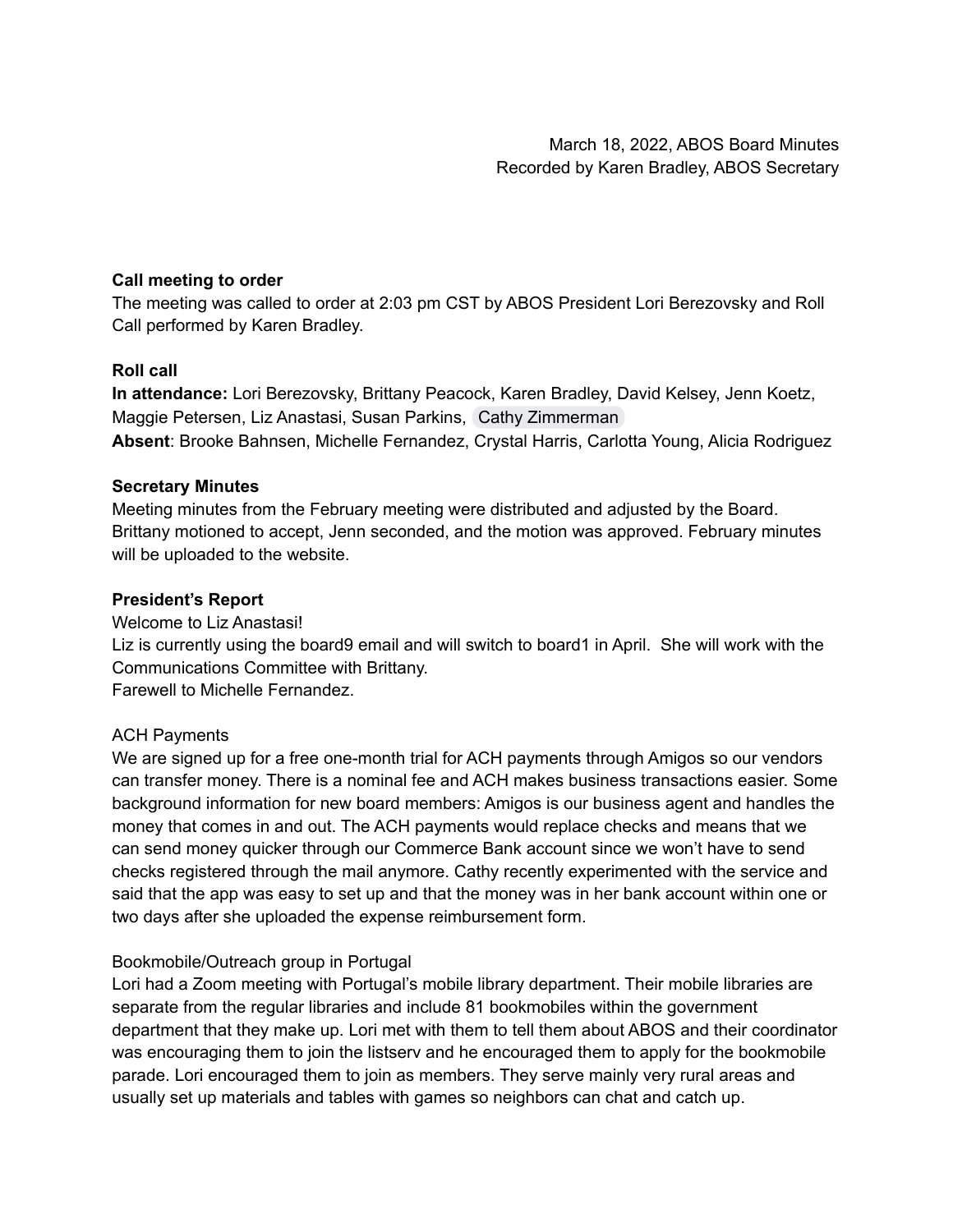March 18, 2022, ABOS Board Minutes
Recorded by Karen Bradley, ABOS Secretary

**Call meeting to order**
The meeting was called to order at 2:03 pm CST by ABOS President Lori Berezovsky and Roll Call performed by Karen Bradley.

**Roll call**
**In attendance:** Lori Berezovsky, Brittany Peacock, Karen Bradley, David Kelsey, Jenn Koetz, Maggie Petersen, Liz Anastasi, Susan Parkins, Cathy Zimmerman
**Absent**: Brooke Bahnsen, Michelle Fernandez, Crystal Harris, Carlotta Young, Alicia Rodriguez

**Secretary Minutes**
Meeting minutes from the February meeting were distributed and adjusted by the Board. Brittany motioned to accept, Jenn seconded, and the motion was approved. February minutes will be uploaded to the website.

**President's Report**
Welcome to Liz Anastasi!
Liz is currently using the board9 email and will switch to board1 in April. She will work with the Communications Committee with Brittany.
Farewell to Michelle Fernandez.

ACH Payments
We are signed up for a free one-month trial for ACH payments through Amigos so our vendors can transfer money. There is a nominal fee and ACH makes business transactions easier. Some background information for new board members: Amigos is our business agent and handles the money that comes in and out. The ACH payments would replace checks and means that we can send money quicker through our Commerce Bank account since we won't have to send checks registered through the mail anymore. Cathy recently experimented with the service and said that the app was easy to set up and that the money was in her bank account within one or two days after she uploaded the expense reimbursement form.

Bookmobile/Outreach group in Portugal
Lori had a Zoom meeting with Portugal's mobile library department. Their mobile libraries are separate from the regular libraries and include 81 bookmobiles within the government department that they make up. Lori met with them to tell them about ABOS and their coordinator was encouraging them to join the listserv and he encouraged them to apply for the bookmobile parade. Lori encouraged them to join as members. They serve mainly very rural areas and usually set up materials and tables with games so neighbors can chat and catch up.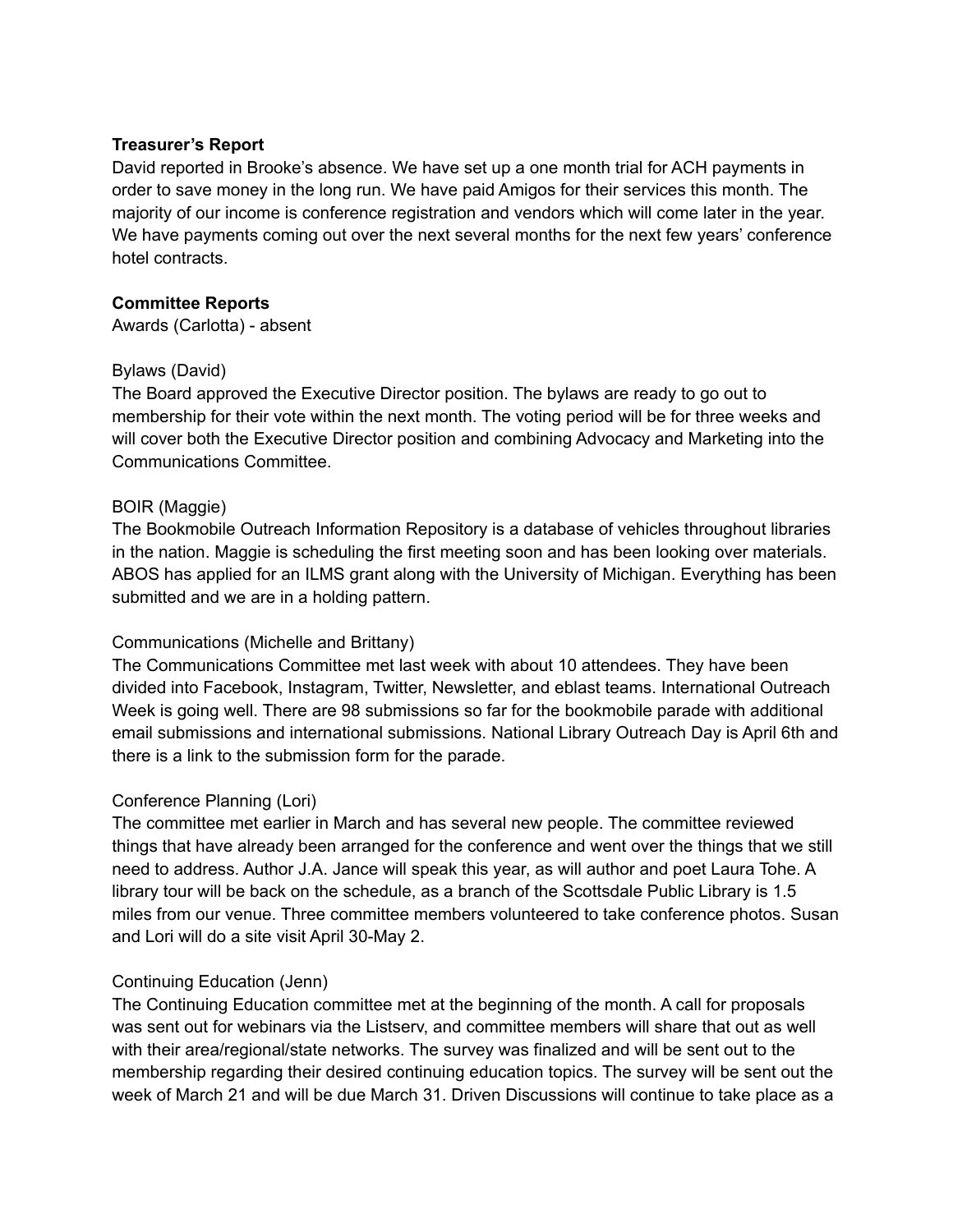**Treasurer's Report**

David reported in Brooke's absence. We have set up a one month trial for ACH payments in order to save money in the long run. We have paid Amigos for their services this month. The majority of our income is conference registration and vendors which will come later in the year. We have payments coming out over the next several months for the next few years' conference hotel contracts.

**Committee Reports**

Awards (Carlotta) - absent

Bylaws (David)

The Board approved the Executive Director position. The bylaws are ready to go out to membership for their vote within the next month. The voting period will be for three weeks and will cover both the Executive Director position and combining Advocacy and Marketing into the Communications Committee.

BOIR (Maggie)

The Bookmobile Outreach Information Repository is a database of vehicles throughout libraries in the nation. Maggie is scheduling the first meeting soon and has been looking over materials. ABOS has applied for an ILMS grant along with the University of Michigan. Everything has been submitted and we are in a holding pattern.

Communications (Michelle and Brittany)

The Communications Committee met last week with about 10 attendees. They have been divided into Facebook, Instagram, Twitter, Newsletter, and eblast teams. International Outreach Week is going well. There are 98 submissions so far for the bookmobile parade with additional email submissions and international submissions. National Library Outreach Day is April 6th and there is a link to the submission form for the parade.

Conference Planning (Lori)

The committee met earlier in March and has several new people. The committee reviewed things that have already been arranged for the conference and went over the things that we still need to address. Author J.A. Jance will speak this year, as will author and poet Laura Tohe. A library tour will be back on the schedule, as a branch of the Scottsdale Public Library is 1.5 miles from our venue. Three committee members volunteered to take conference photos. Susan and Lori will do a site visit April 30-May 2.

Continuing Education (Jenn)

The Continuing Education committee met at the beginning of the month. A call for proposals was sent out for webinars via the Listserv, and committee members will share that out as well with their area/regional/state networks. The survey was finalized and will be sent out to the membership regarding their desired continuing education topics. The survey will be sent out the week of March 21 and will be due March 31. Driven Discussions will continue to take place as a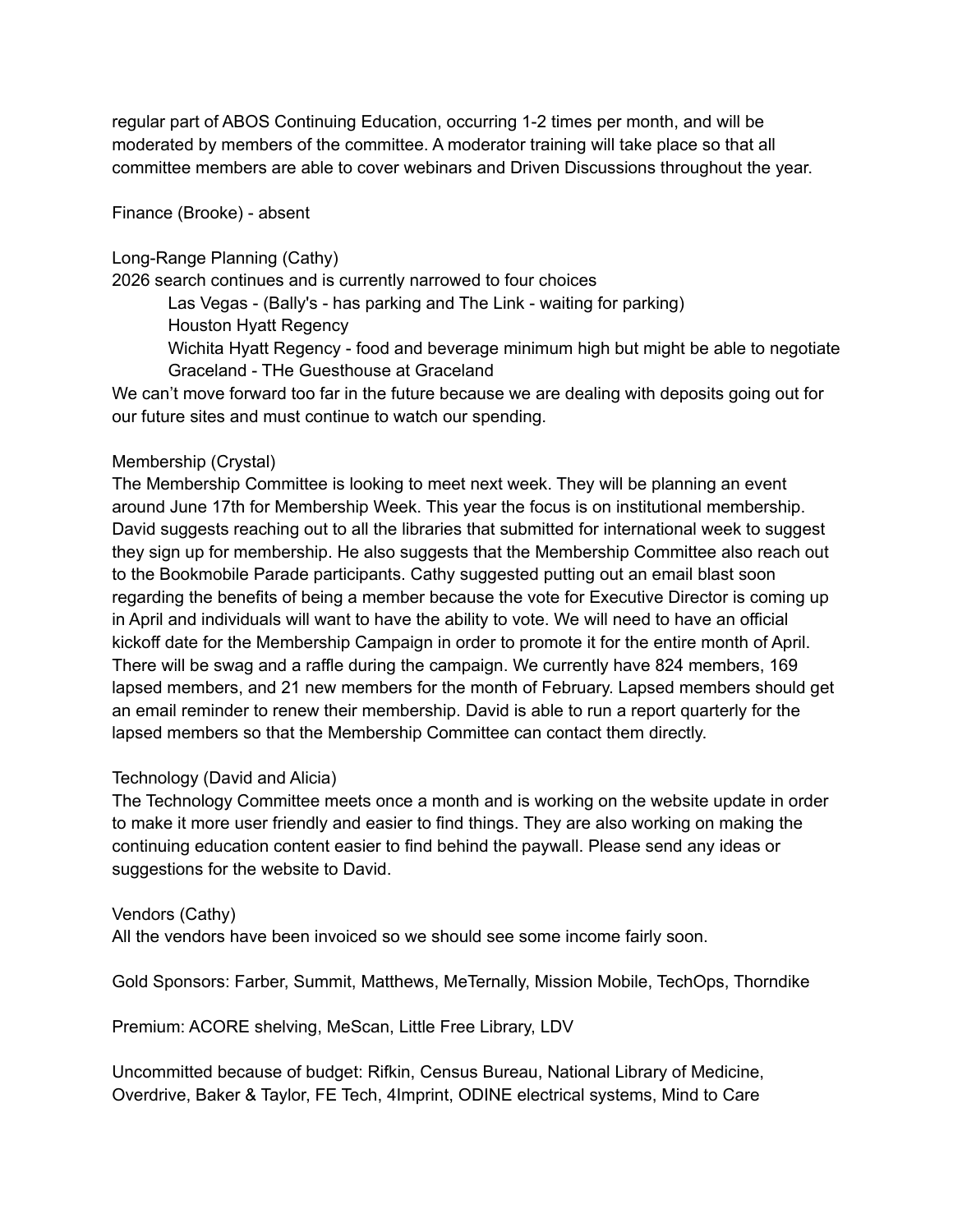regular part of ABOS Continuing Education, occurring 1-2 times per month, and will be moderated by members of the committee. A moderator training will take place so that all committee members are able to cover webinars and Driven Discussions throughout the year.

Finance (Brooke) - absent

Long-Range Planning (Cathy)
2026 search continues and is currently narrowed to four choices

- Las Vegas - (Bally's - has parking and The Link - waiting for parking)
- Houston Hyatt Regency
- Wichita Hyatt Regency - food and beverage minimum high but might be able to negotiate
- Graceland - THe Guesthouse at Graceland

We can't move forward too far in the future because we are dealing with deposits going out for our future sites and must continue to watch our spending.

Membership (Crystal)
The Membership Committee is looking to meet next week. They will be planning an event around June 17th for Membership Week. This year the focus is on institutional membership. David suggests reaching out to all the libraries that submitted for international week to suggest they sign up for membership. He also suggests that the Membership Committee also reach out to the Bookmobile Parade participants. Cathy suggested putting out an email blast soon regarding the benefits of being a member because the vote for Executive Director is coming up in April and individuals will want to have the ability to vote. We will need to have an official kickoff date for the Membership Campaign in order to promote it for the entire month of April. There will be swag and a raffle during the campaign. We currently have 824 members, 169 lapsed members, and 21 new members for the month of February. Lapsed members should get an email reminder to renew their membership. David is able to run a report quarterly for the lapsed members so that the Membership Committee can contact them directly.

Technology (David and Alicia)
The Technology Committee meets once a month and is working on the website update in order to make it more user friendly and easier to find things. They are also working on making the continuing education content easier to find behind the paywall. Please send any ideas or suggestions for the website to David.

Vendors (Cathy)
All the vendors have been invoiced so we should see some income fairly soon.

Gold Sponsors: Farber, Summit, Matthews, MeTernally, Mission Mobile, TechOps, Thorndike

Premium: ACORE shelving, MeScan, Little Free Library, LDV

Uncommitted because of budget: Rifkin, Census Bureau, National Library of Medicine, Overdrive, Baker & Taylor, FE Tech, 4Imprint, ODINE electrical systems, Mind to Care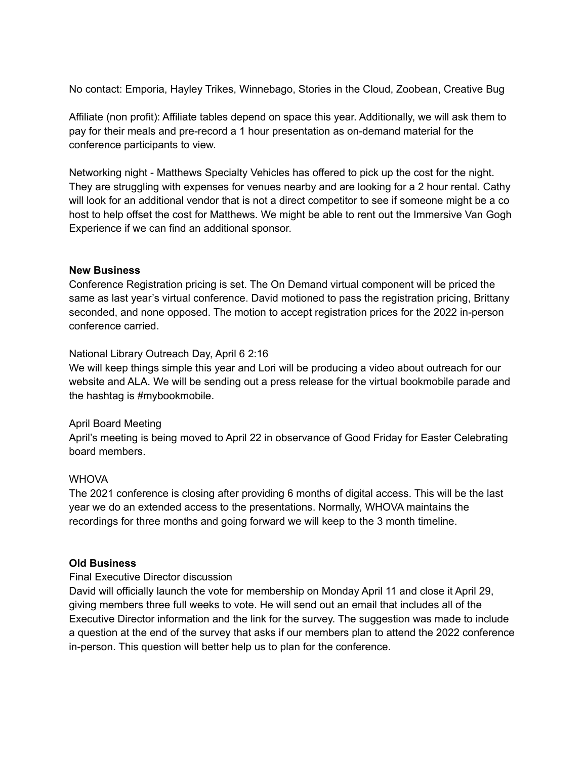No contact: Emporia, Hayley Trikes, Winnebago, Stories in the Cloud, Zoobean, Creative Bug

Affiliate (non profit): Affiliate tables depend on space this year. Additionally, we will ask them to pay for their meals and pre-record a 1 hour presentation as on-demand material for the conference participants to view.

Networking night - Matthews Specialty Vehicles has offered to pick up the cost for the night. They are struggling with expenses for venues nearby and are looking for a 2 hour rental. Cathy will look for an additional vendor that is not a direct competitor to see if someone might be a co host to help offset the cost for Matthews. We might be able to rent out the Immersive Van Gogh Experience if we can find an additional sponsor.

**New Business**

Conference Registration pricing is set. The On Demand virtual component will be priced the same as last year's virtual conference. David motioned to pass the registration pricing, Brittany seconded, and none opposed. The motion to accept registration prices for the 2022 in-person conference carried.

National Library Outreach Day, April 6 2:16

We will keep things simple this year and Lori will be producing a video about outreach for our website and ALA. We will be sending out a press release for the virtual bookmobile parade and the hashtag is #mybookmobile.

April Board Meeting

April's meeting is being moved to April 22 in observance of Good Friday for Easter Celebrating board members.

WHOVA

The 2021 conference is closing after providing 6 months of digital access. This will be the last year we do an extended access to the presentations. Normally, WHOVA maintains the recordings for three months and going forward we will keep to the 3 month timeline.

**Old Business**

Final Executive Director discussion

David will officially launch the vote for membership on Monday April 11 and close it April 29, giving members three full weeks to vote. He will send out an email that includes all of the Executive Director information and the link for the survey. The suggestion was made to include a question at the end of the survey that asks if our members plan to attend the 2022 conference in-person. This question will better help us to plan for the conference.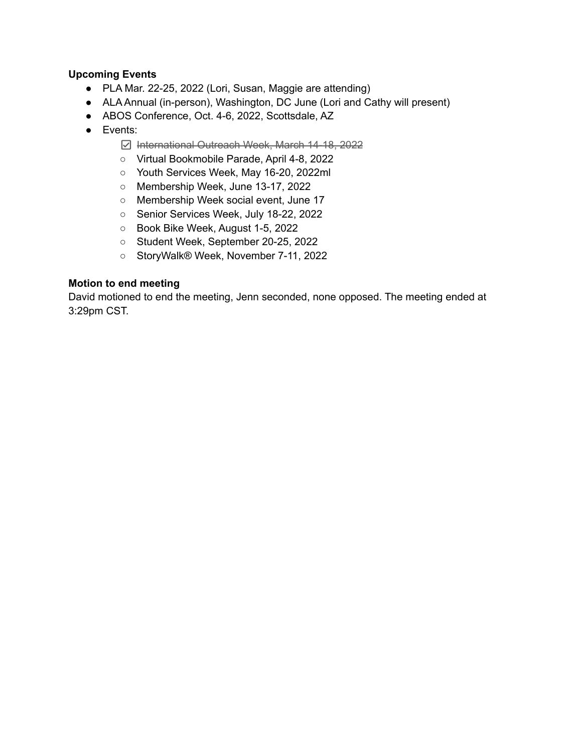**Upcoming Events**

- PLA Mar. 22-25, 2022 (Lori, Susan, Maggie are attending)
- ALA Annual (in-person), Washington, DC June (Lori and Cathy will present)
- ABOS Conference, Oct. 4-6, 2022, Scottsdale, AZ
- Events:
  - [x] ~~International Outreach Week, March 14-18, 2022~~
  - Virtual Bookmobile Parade, April 4-8, 2022
  - Youth Services Week, May 16-20, 2022ml
  - Membership Week, June 13-17, 2022
  - Membership Week social event, June 17
  - Senior Services Week, July 18-22, 2022
  - Book Bike Week, August 1-5, 2022
  - Student Week, September 20-25, 2022
  - StoryWalk® Week, November 7-11, 2022

**Motion to end meeting**

David motioned to end the meeting, Jenn seconded, none opposed. The meeting ended at 3:29pm CST.